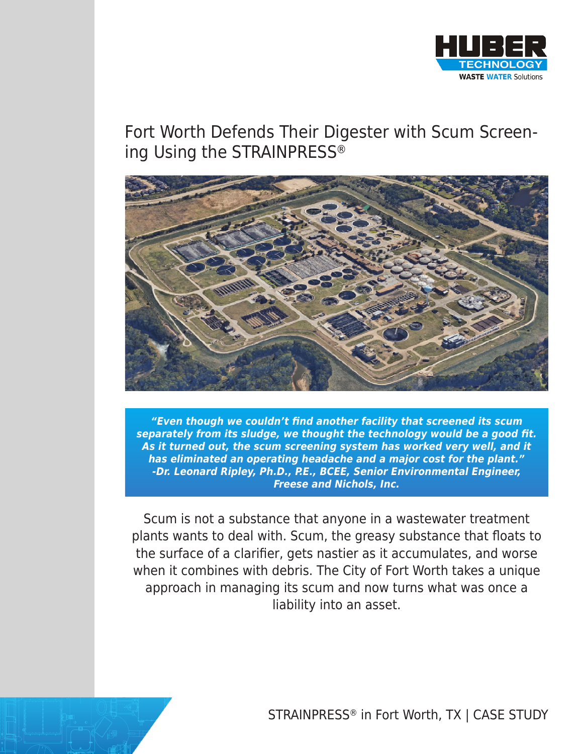# Fort Worth Defends Their Digester with Scum Screening Using the STRAINPRESS®

***"Even though we couldn't find another facility that screened its scum separately from its sludge, we thought the technology would be a good fit. As it turned out, the scum screening system has worked very well, and it has eliminated an operating headache and a major cost for the plant." -Dr. Leonard Ripley, Ph.D., P.E., BCEE, Senior Environmental Engineer, Freese and Nichols, Inc.***

Scum is not a substance that anyone in a wastewater treatment plants wants to deal with. Scum, the greasy substance that floats to the surface of a clarifier, gets nastier as it accumulates, and worse when it combines with debris. The City of Fort Worth takes a unique approach in managing its scum and now turns what was once a liability into an asset.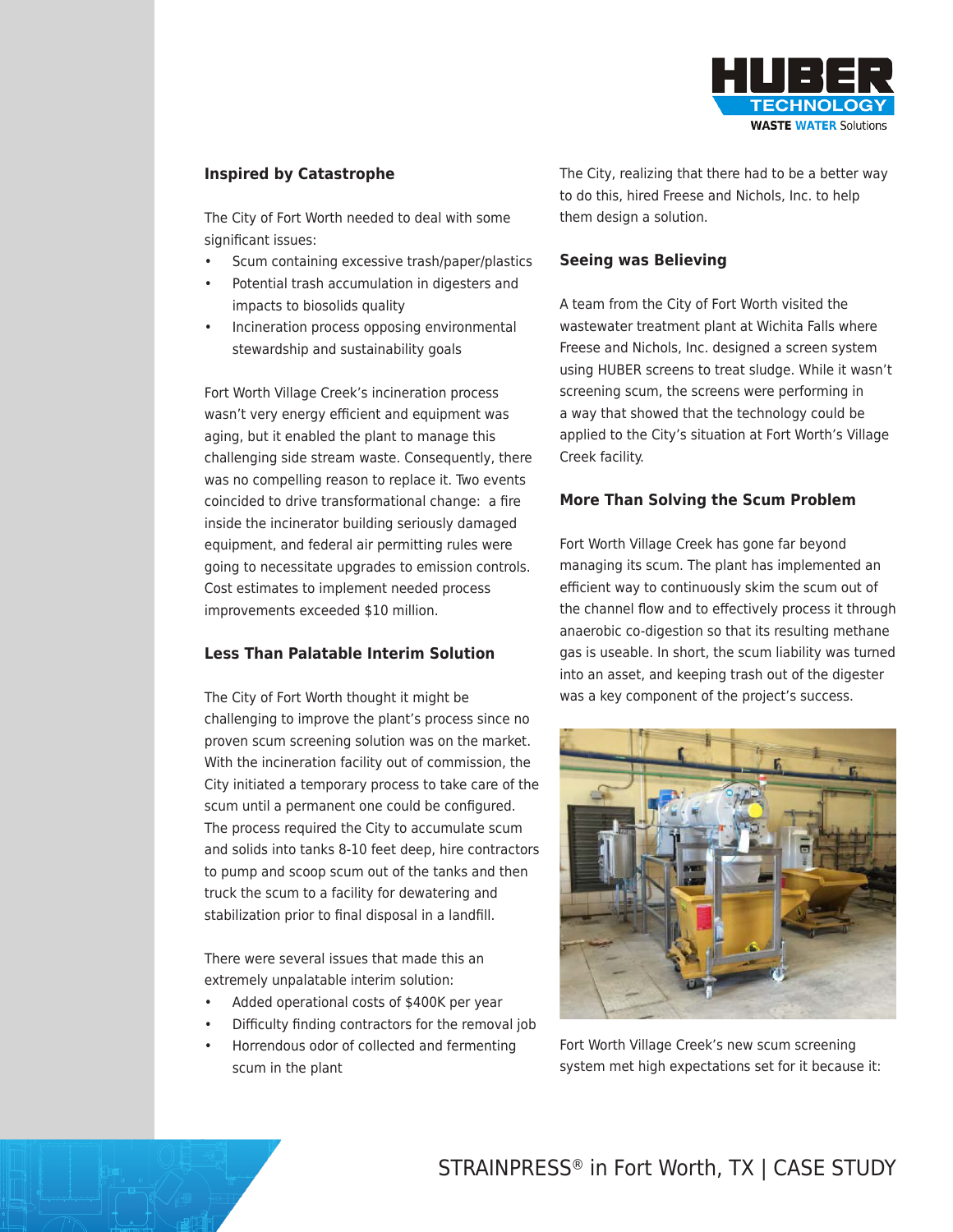## Inspired by Catastrophe

The City of Fort Worth needed to deal with some significant issues:

- Scum containing excessive trash/paper/plastics
- Potential trash accumulation in digesters and impacts to biosolids quality
- Incineration process opposing environmental stewardship and sustainability goals

Fort Worth Village Creek's incineration process wasn't very energy efficient and equipment was aging, but it enabled the plant to manage this challenging side stream waste. Consequently, there was no compelling reason to replace it. Two events coincided to drive transformational change: a fire inside the incinerator building seriously damaged equipment, and federal air permitting rules were going to necessitate upgrades to emission controls. Cost estimates to implement needed process improvements exceeded $10 million.

## Less Than Palatable Interim Solution

The City of Fort Worth thought it might be challenging to improve the plant's process since no proven scum screening solution was on the market. With the incineration facility out of commission, the City initiated a temporary process to take care of the scum until a permanent one could be configured. The process required the City to accumulate scum and solids into tanks 8-10 feet deep, hire contractors to pump and scoop scum out of the tanks and then truck the scum to a facility for dewatering and stabilization prior to final disposal in a landfill.

There were several issues that made this an extremely unpalatable interim solution:

- Added operational costs of $400K per year
- Difficulty finding contractors for the removal job
- Horrendous odor of collected and fermenting scum in the plant

The City, realizing that there had to be a better way to do this, hired Freese and Nichols, Inc. to help them design a solution.

## Seeing was Believing

A team from the City of Fort Worth visited the wastewater treatment plant at Wichita Falls where Freese and Nichols, Inc. designed a screen system using HUBER screens to treat sludge. While it wasn't screening scum, the screens were performing in a way that showed that the technology could be applied to the City's situation at Fort Worth's Village Creek facility.

## More Than Solving the Scum Problem

Fort Worth Village Creek has gone far beyond managing its scum. The plant has implemented an efficient way to continuously skim the scum out of the channel flow and to effectively process it through anaerobic co-digestion so that its resulting methane gas is useable. In short, the scum liability was turned into an asset, and keeping trash out of the digester was a key component of the project's success.

Fort Worth Village Creek's new scum screening system met high expectations set for it because it: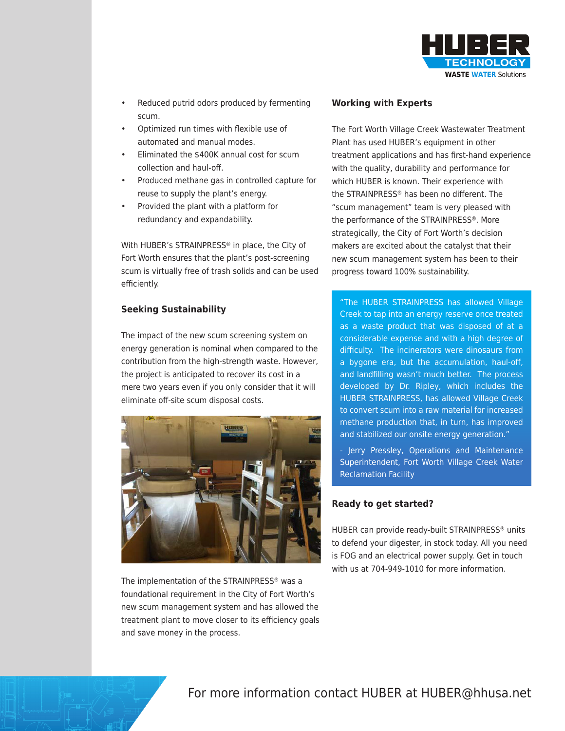- Reduced putrid odors produced by fermenting scum.
- Optimized run times with flexible use of automated and manual modes.
- Eliminated the $400K annual cost for scum collection and haul-off.
- Produced methane gas in controlled capture for reuse to supply the plant's energy.
- Provided the plant with a platform for redundancy and expandability.

With HUBER's STRAINPRESS® in place, the City of Fort Worth ensures that the plant's post-screening scum is virtually free of trash solids and can be used efficiently.

### Seeking Sustainability

The impact of the new scum screening system on energy generation is nominal when compared to the contribution from the high-strength waste. However, the project is anticipated to recover its cost in a mere two years even if you only consider that it will eliminate off-site scum disposal costs.

The implementation of the STRAINPRESS® was a foundational requirement in the City of Fort Worth's new scum management system and has allowed the treatment plant to move closer to its efficiency goals and save money in the process.

### Working with Experts

The Fort Worth Village Creek Wastewater Treatment Plant has used HUBER's equipment in other treatment applications and has first-hand experience with the quality, durability and performance for which HUBER is known. Their experience with the STRAINPRESS® has been no different. The "scum management" team is very pleased with the performance of the STRAINPRESS®. More strategically, the City of Fort Worth's decision makers are excited about the catalyst that their new scum management system has been to their progress toward 100% sustainability.

> "The HUBER STRAINPRESS has allowed Village Creek to tap into an energy reserve once treated as a waste product that was disposed of at a considerable expense and with a high degree of difficulty. The incinerators were dinosaurs from a bygone era, but the accumulation, haul-off, and landfilling wasn't much better. The process developed by Dr. Ripley, which includes the HUBER STRAINPRESS, has allowed Village Creek to convert scum into a raw material for increased methane production that, in turn, has improved and stabilized our onsite energy generation."
>
> - Jerry Pressley, Operations and Maintenance Superintendent, Fort Worth Village Creek Water Reclamation Facility

### Ready to get started?

HUBER can provide ready-built STRAINPRESS® units to defend your digester, in stock today. All you need is FOG and an electrical power supply. Get in touch with us at 704-949-1010 for more information.

For more information contact HUBER at HUBER@hhusa.net